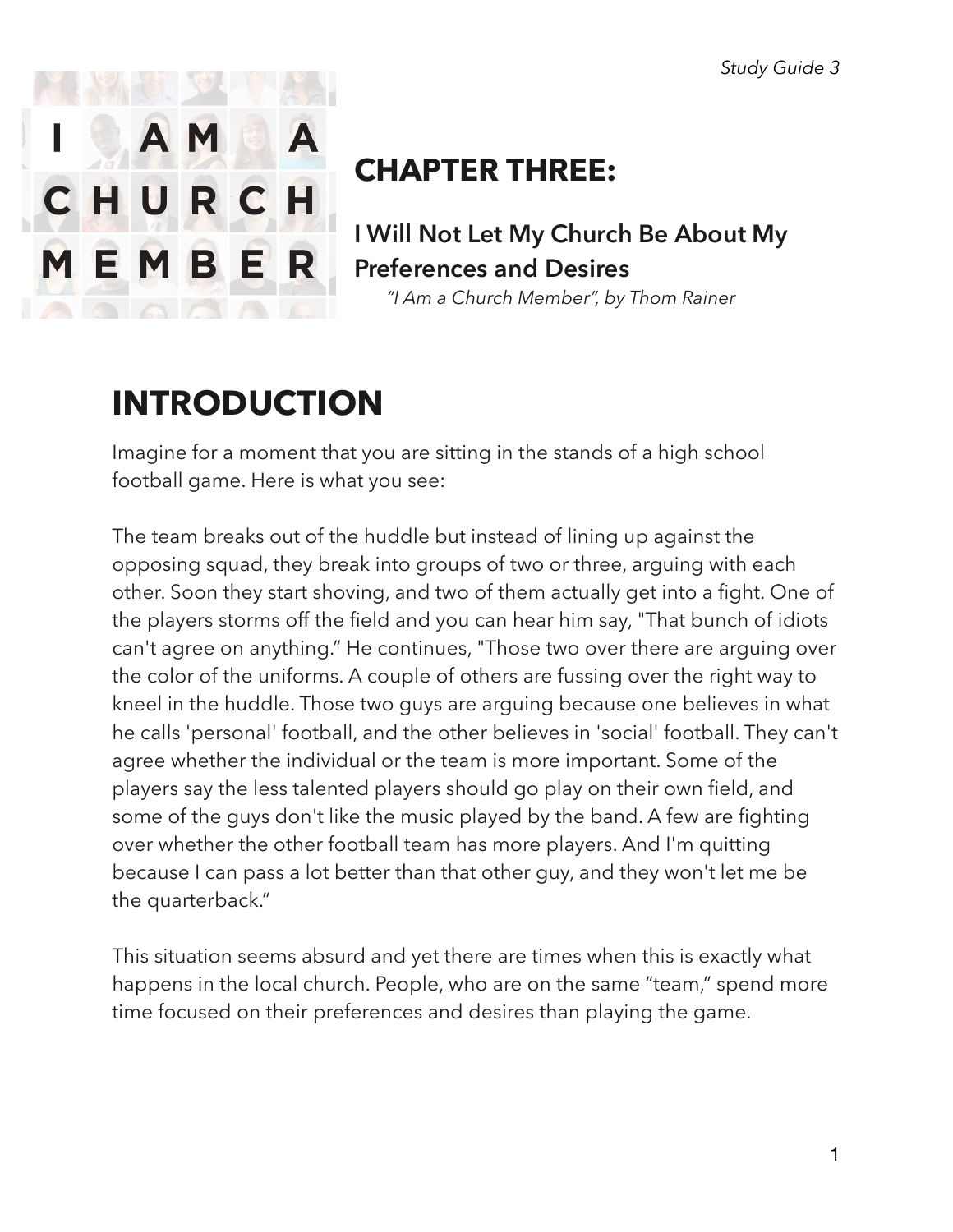# CHAPTER THREE:

## I Will Not Let My Church Be About My Preferences and Desires

*"I Am a Church Member", by Thom Rainer*

# INTRODUCTION

Imagine for a moment that you are sitting in the stands of a high school football game. Here is what you see:

The team breaks out of the huddle but instead of lining up against the opposing squad, they break into groups of two or three, arguing with each other. Soon they start shoving, and two of them actually get into a fight. One of the players storms off the field and you can hear him say, "That bunch of idiots can't agree on anything." He continues, "Those two over there are arguing over the color of the uniforms. A couple of others are fussing over the right way to kneel in the huddle. Those two guys are arguing because one believes in what he calls 'personal' football, and the other believes in 'social' football. They can't agree whether the individual or the team is more important. Some of the players say the less talented players should go play on their own field, and some of the guys don't like the music played by the band. A few are fighting over whether the other football team has more players. And I'm quitting because I can pass a lot better than that other guy, and they won't let me be the quarterback."

This situation seems absurd and yet there are times when this is exactly what happens in the local church. People, who are on the same "team," spend more time focused on their preferences and desires than playing the game.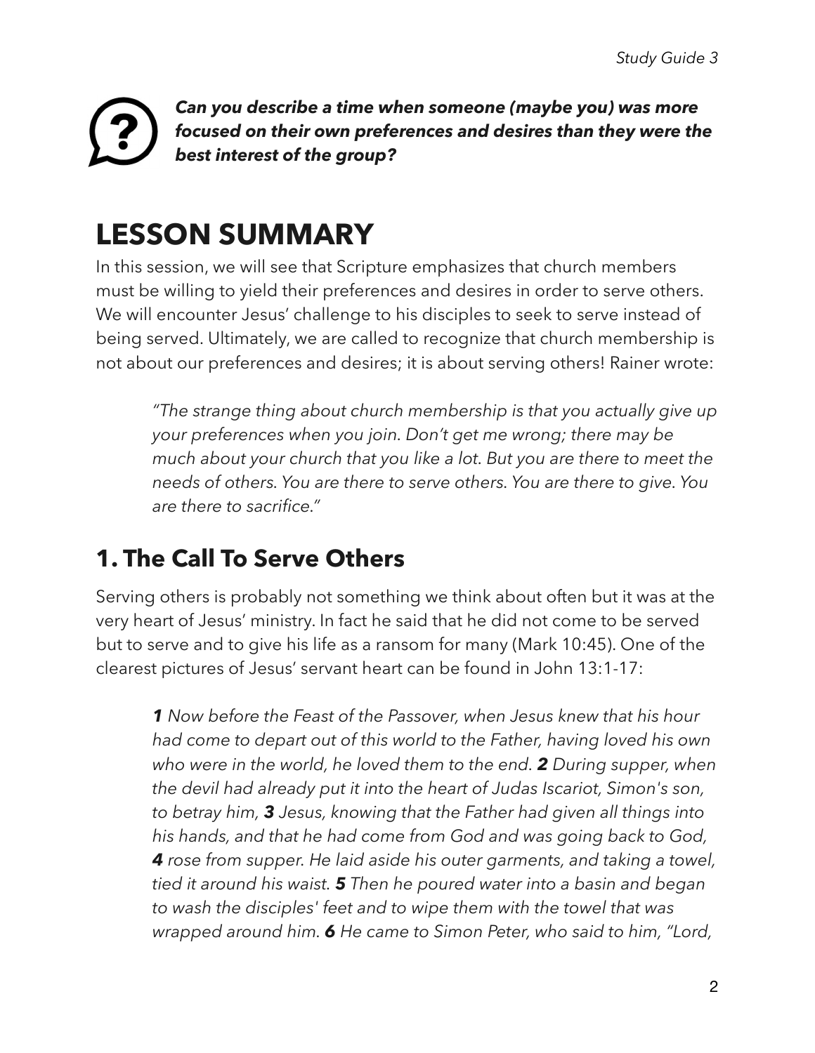***Can you describe a time when someone (maybe you) was more focused on their own preferences and desires than they were the best interest of the group?***

# LESSON SUMMARY

In this session, we will see that Scripture emphasizes that church members must be willing to yield their preferences and desires in order to serve others. We will encounter Jesus' challenge to his disciples to seek to serve instead of being served. Ultimately, we are called to recognize that church membership is not about our preferences and desires; it is about serving others! Rainer wrote:

> *"The strange thing about church membership is that you actually give up your preferences when you join. Don't get me wrong; there may be much about your church that you like a lot. But you are there to meet the needs of others. You are there to serve others. You are there to give. You are there to sacrifice."*

## 1. The Call To Serve Others

Serving others is probably not something we think about often but it was at the very heart of Jesus' ministry. In fact he said that he did not come to be served but to serve and to give his life as a ransom for many (Mark 10:45). One of the clearest pictures of Jesus' servant heart can be found in John 13:1-17:

> ***1*** *Now before the Feast of the Passover, when Jesus knew that his hour had come to depart out of this world to the Father, having loved his own who were in the world, he loved them to the end.* ***2*** *During supper, when the devil had already put it into the heart of Judas Iscariot, Simon's son, to betray him,* ***3*** *Jesus, knowing that the Father had given all things into his hands, and that he had come from God and was going back to God,* ***4*** *rose from supper. He laid aside his outer garments, and taking a towel, tied it around his waist.* ***5*** *Then he poured water into a basin and began to wash the disciples' feet and to wipe them with the towel that was wrapped around him.* ***6*** *He came to Simon Peter, who said to him, "Lord,*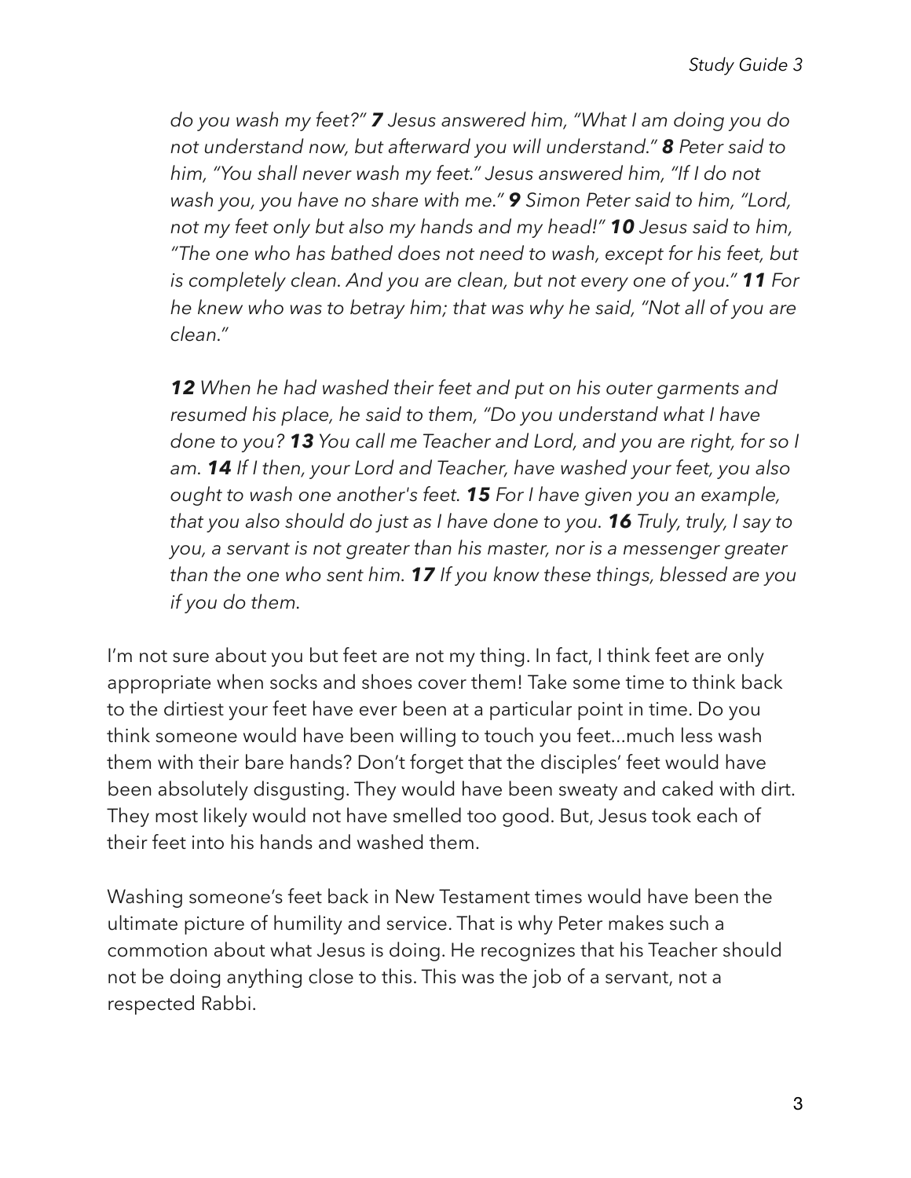*do you wash my feet?" **7** Jesus answered him, "What I am doing you do not understand now, but afterward you will understand." **8** Peter said to him, "You shall never wash my feet." Jesus answered him, "If I do not wash you, you have no share with me." **9** Simon Peter said to him, "Lord, not my feet only but also my hands and my head!" **10** Jesus said to him, "The one who has bathed does not need to wash, except for his feet, but is completely clean. And you are clean, but not every one of you." **11** For he knew who was to betray him; that was why he said, "Not all of you are clean."*

***12** When he had washed their feet and put on his outer garments and resumed his place, he said to them, "Do you understand what I have done to you? **13** You call me Teacher and Lord, and you are right, for so I am. **14** If I then, your Lord and Teacher, have washed your feet, you also ought to wash one another's feet. **15** For I have given you an example, that you also should do just as I have done to you. **16** Truly, truly, I say to you, a servant is not greater than his master, nor is a messenger greater than the one who sent him. **17** If you know these things, blessed are you if you do them.*

I'm not sure about you but feet are not my thing. In fact, I think feet are only appropriate when socks and shoes cover them! Take some time to think back to the dirtiest your feet have ever been at a particular point in time. Do you think someone would have been willing to touch you feet...much less wash them with their bare hands? Don't forget that the disciples' feet would have been absolutely disgusting. They would have been sweaty and caked with dirt. They most likely would not have smelled too good. But, Jesus took each of their feet into his hands and washed them.

Washing someone's feet back in New Testament times would have been the ultimate picture of humility and service. That is why Peter makes such a commotion about what Jesus is doing. He recognizes that his Teacher should not be doing anything close to this. This was the job of a servant, not a respected Rabbi.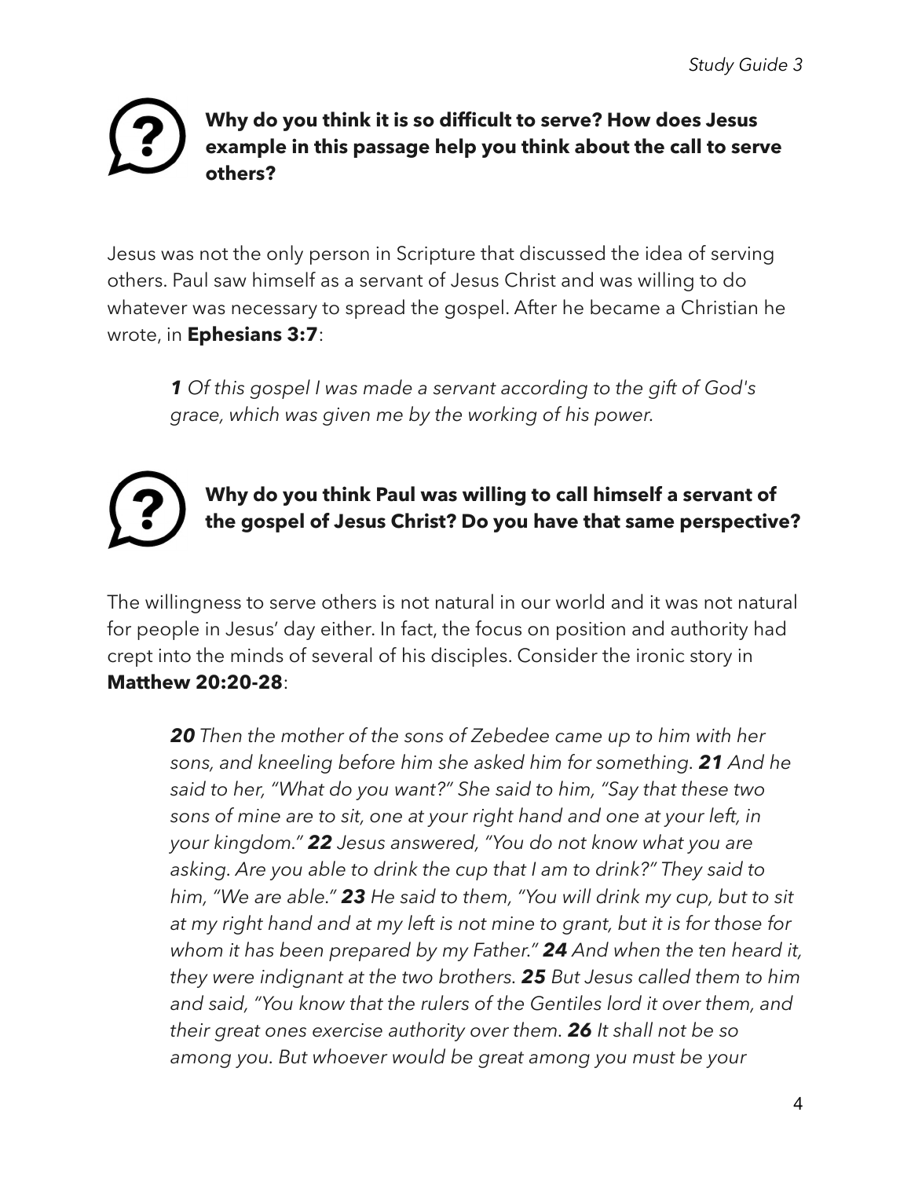**Why do you think it is so difficult to serve? How does Jesus example in this passage help you think about the call to serve others?**

Jesus was not the only person in Scripture that discussed the idea of serving others. Paul saw himself as a servant of Jesus Christ and was willing to do whatever was necessary to spread the gospel. After he became a Christian he wrote, in **Ephesians 3:7**:

> ***1*** *Of this gospel I was made a servant according to the gift of God's grace, which was given me by the working of his power.*

**Why do you think Paul was willing to call himself a servant of the gospel of Jesus Christ? Do you have that same perspective?**

The willingness to serve others is not natural in our world and it was not natural for people in Jesus' day either. In fact, the focus on position and authority had crept into the minds of several of his disciples. Consider the ironic story in **Matthew 20:20-28**:

> ***20*** *Then the mother of the sons of Zebedee came up to him with her sons, and kneeling before him she asked him for something.* ***21*** *And he said to her, "What do you want?" She said to him, "Say that these two sons of mine are to sit, one at your right hand and one at your left, in your kingdom."* ***22*** *Jesus answered, "You do not know what you are asking. Are you able to drink the cup that I am to drink?" They said to him, "We are able."* ***23*** *He said to them, "You will drink my cup, but to sit at my right hand and at my left is not mine to grant, but it is for those for whom it has been prepared by my Father."* ***24*** *And when the ten heard it, they were indignant at the two brothers.* ***25*** *But Jesus called them to him and said, "You know that the rulers of the Gentiles lord it over them, and their great ones exercise authority over them.* ***26*** *It shall not be so among you. But whoever would be great among you must be your*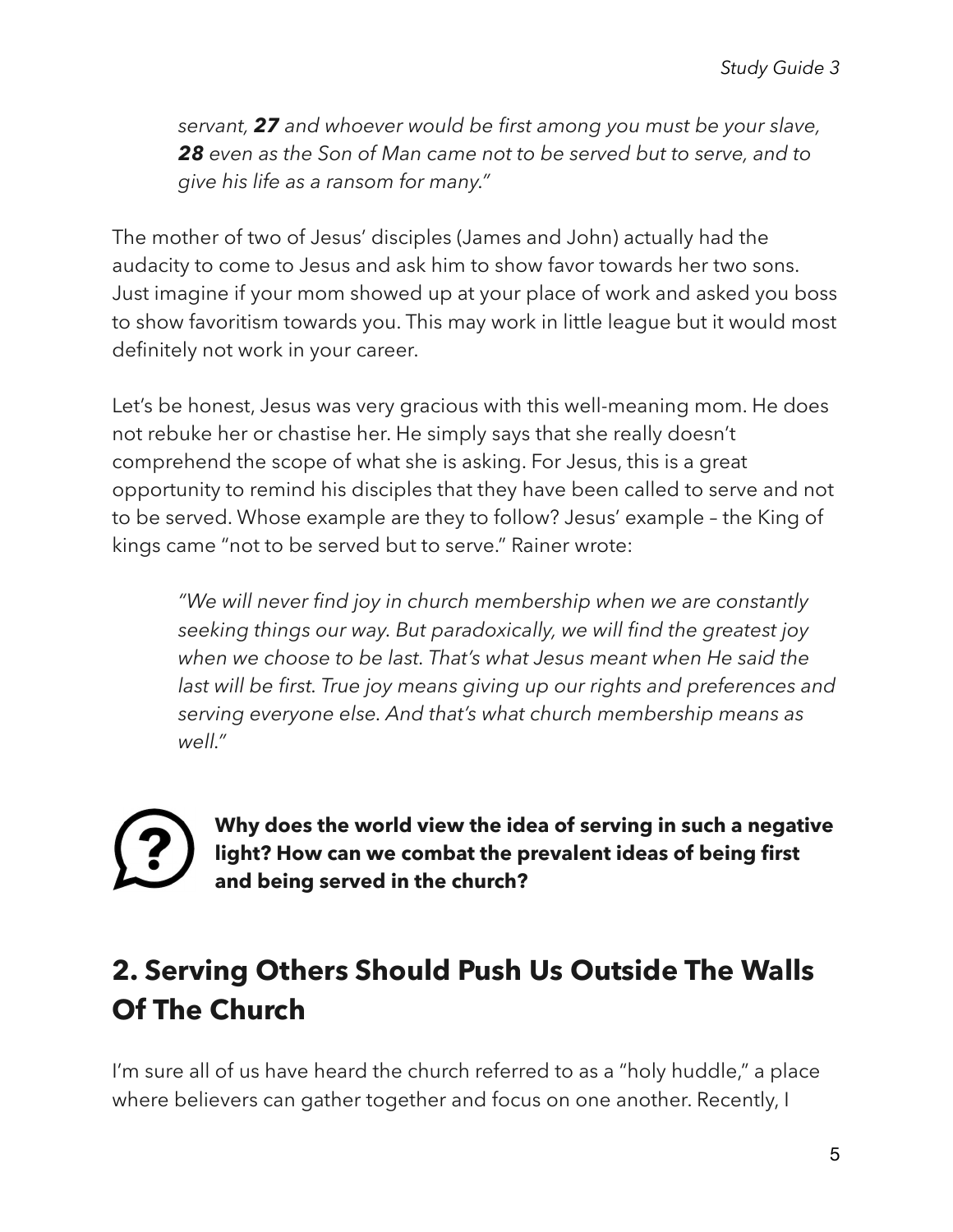> *servant,* ***27*** *and whoever would be first among you must be your slave,* ***28*** *even as the Son of Man came not to be served but to serve, and to give his life as a ransom for many."*

The mother of two of Jesus' disciples (James and John) actually had the audacity to come to Jesus and ask him to show favor towards her two sons. Just imagine if your mom showed up at your place of work and asked you boss to show favoritism towards you. This may work in little league but it would most definitely not work in your career.

Let's be honest, Jesus was very gracious with this well-meaning mom. He does not rebuke her or chastise her. He simply says that she really doesn't comprehend the scope of what she is asking. For Jesus, this is a great opportunity to remind his disciples that they have been called to serve and not to be served. Whose example are they to follow? Jesus' example – the King of kings came "not to be served but to serve." Rainer wrote:

> *"We will never find joy in church membership when we are constantly seeking things our way. But paradoxically, we will find the greatest joy when we choose to be last. That's what Jesus meant when He said the last will be first. True joy means giving up our rights and preferences and serving everyone else. And that's what church membership means as well."*

**Why does the world view the idea of serving in such a negative light? How can we combat the prevalent ideas of being first and being served in the church?**

## 2. Serving Others Should Push Us Outside The Walls Of The Church

I'm sure all of us have heard the church referred to as a "holy huddle," a place where believers can gather together and focus on one another. Recently, I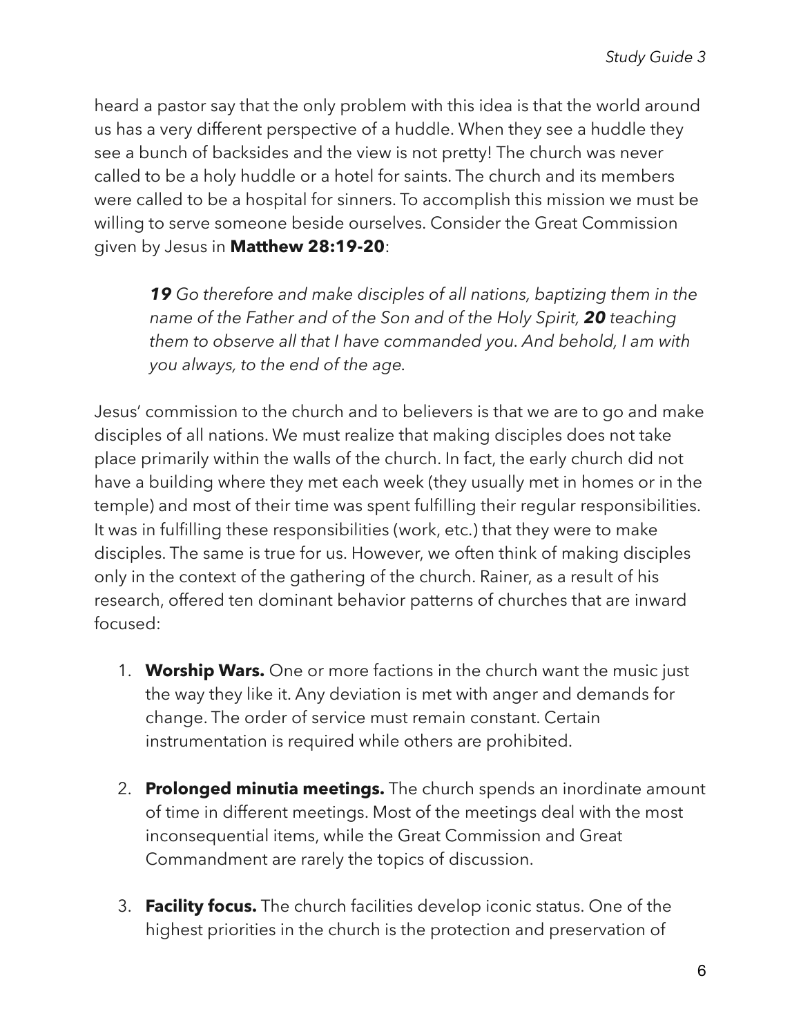heard a pastor say that the only problem with this idea is that the world around us has a very different perspective of a huddle. When they see a huddle they see a bunch of backsides and the view is not pretty! The church was never called to be a holy huddle or a hotel for saints. The church and its members were called to be a hospital for sinners. To accomplish this mission we must be willing to serve someone beside ourselves. Consider the Great Commission given by Jesus in **Matthew 28:19-20**:

> ***19*** *Go therefore and make disciples of all nations, baptizing them in the name of the Father and of the Son and of the Holy Spirit,* ***20*** *teaching them to observe all that I have commanded you. And behold, I am with you always, to the end of the age.*

Jesus' commission to the church and to believers is that we are to go and make disciples of all nations. We must realize that making disciples does not take place primarily within the walls of the church. In fact, the early church did not have a building where they met each week (they usually met in homes or in the temple) and most of their time was spent fulfilling their regular responsibilities. It was in fulfilling these responsibilities (work, etc.) that they were to make disciples. The same is true for us. However, we often think of making disciples only in the context of the gathering of the church. Rainer, as a result of his research, offered ten dominant behavior patterns of churches that are inward focused:

1. **Worship Wars.** One or more factions in the church want the music just the way they like it. Any deviation is met with anger and demands for change. The order of service must remain constant. Certain instrumentation is required while others are prohibited.

2. **Prolonged minutia meetings.** The church spends an inordinate amount of time in different meetings. Most of the meetings deal with the most inconsequential items, while the Great Commission and Great Commandment are rarely the topics of discussion.

3. **Facility focus.** The church facilities develop iconic status. One of the highest priorities in the church is the protection and preservation of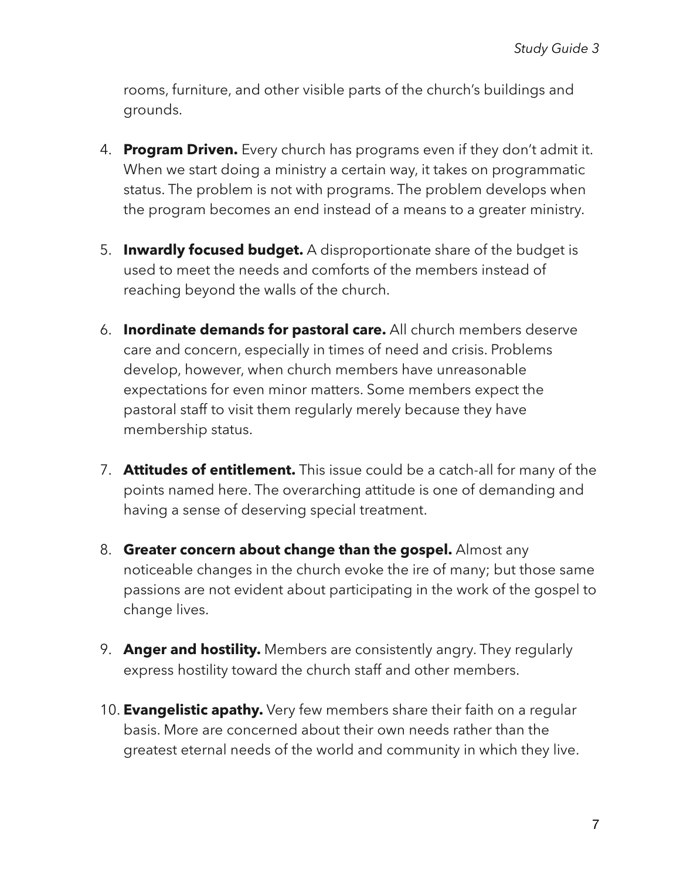rooms, furniture, and other visible parts of the church's buildings and grounds.

4. **Program Driven.** Every church has programs even if they don't admit it. When we start doing a ministry a certain way, it takes on programmatic status. The problem is not with programs. The problem develops when the program becomes an end instead of a means to a greater ministry.

5. **Inwardly focused budget.** A disproportionate share of the budget is used to meet the needs and comforts of the members instead of reaching beyond the walls of the church.

6. **Inordinate demands for pastoral care.** All church members deserve care and concern, especially in times of need and crisis. Problems develop, however, when church members have unreasonable expectations for even minor matters. Some members expect the pastoral staff to visit them regularly merely because they have membership status.

7. **Attitudes of entitlement.** This issue could be a catch-all for many of the points named here. The overarching attitude is one of demanding and having a sense of deserving special treatment.

8. **Greater concern about change than the gospel.** Almost any noticeable changes in the church evoke the ire of many; but those same passions are not evident about participating in the work of the gospel to change lives.

9. **Anger and hostility.** Members are consistently angry. They regularly express hostility toward the church staff and other members.

10. **Evangelistic apathy.** Very few members share their faith on a regular basis. More are concerned about their own needs rather than the greatest eternal needs of the world and community in which they live.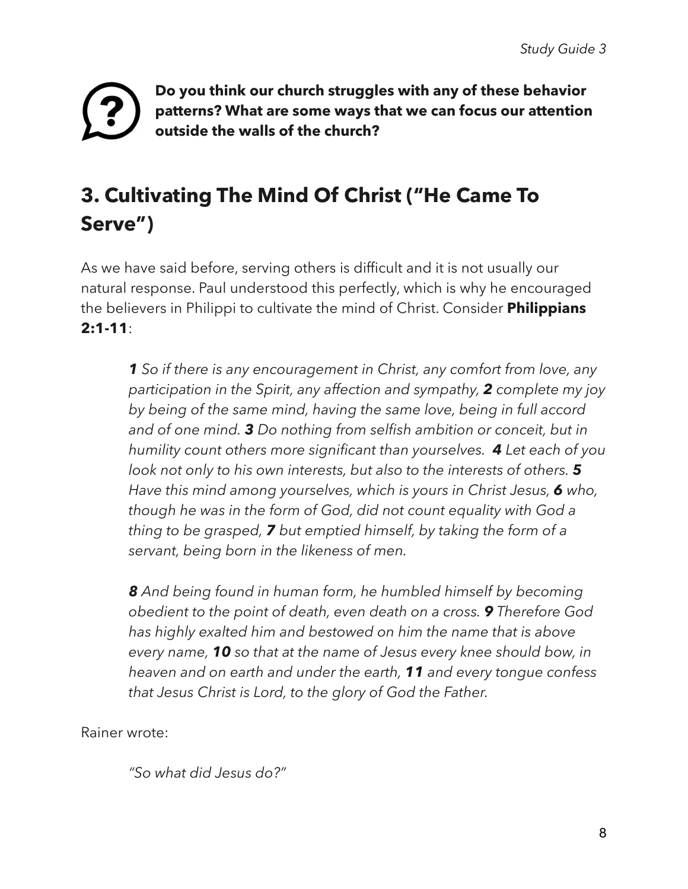**Do you think our church struggles with any of these behavior patterns? What are some ways that we can focus our attention outside the walls of the church?**

## 3. Cultivating The Mind Of Christ ("He Came To Serve")

As we have said before, serving others is difficult and it is not usually our natural response. Paul understood this perfectly, which is why he encouraged the believers in Philippi to cultivate the mind of Christ. Consider **Philippians 2:1-11**:

> ***1*** *So if there is any encouragement in Christ, any comfort from love, any participation in the Spirit, any affection and sympathy,* ***2*** *complete my joy by being of the same mind, having the same love, being in full accord and of one mind.* ***3*** *Do nothing from selfish ambition or conceit, but in humility count others more significant than yourselves.* ***4*** *Let each of you look not only to his own interests, but also to the interests of others.* ***5*** *Have this mind among yourselves, which is yours in Christ Jesus,* ***6*** *who, though he was in the form of God, did not count equality with God a thing to be grasped,* ***7*** *but emptied himself, by taking the form of a servant, being born in the likeness of men.*
>
> ***8*** *And being found in human form, he humbled himself by becoming obedient to the point of death, even death on a cross.* ***9*** *Therefore God has highly exalted him and bestowed on him the name that is above every name,* ***10*** *so that at the name of Jesus every knee should bow, in heaven and on earth and under the earth,* ***11*** *and every tongue confess that Jesus Christ is Lord, to the glory of God the Father.*

Rainer wrote:

> *"So what did Jesus do?"*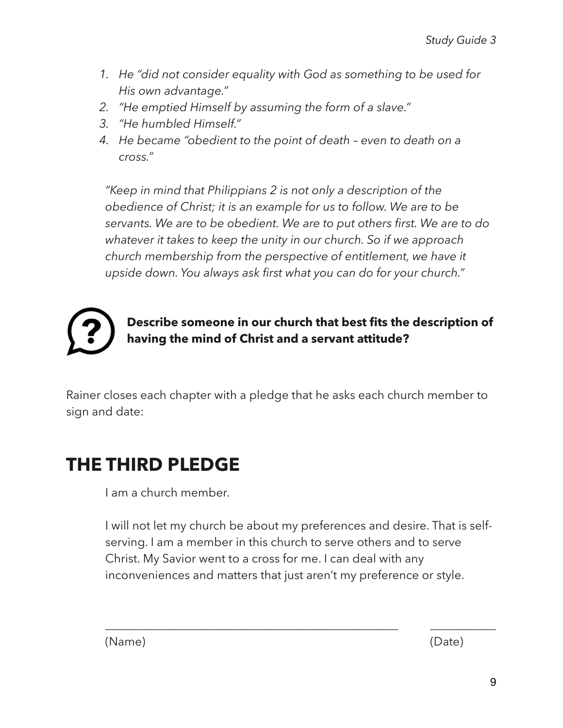1. *He "did not consider equality with God as something to be used for His own advantage."*
2. *"He emptied Himself by assuming the form of a slave."*
3. *"He humbled Himself."*
4. *He became "obedient to the point of death – even to death on a cross."*

*"Keep in mind that Philippians 2 is not only a description of the obedience of Christ; it is an example for us to follow. We are to be servants. We are to be obedient. We are to put others first. We are to do whatever it takes to keep the unity in our church. So if we approach church membership from the perspective of entitlement, we have it upside down. You always ask first what you can do for your church."*

**Describe someone in our church that best fits the description of having the mind of Christ and a servant attitude?**

Rainer closes each chapter with a pledge that he asks each church member to sign and date:

## THE THIRD PLEDGE

I am a church member.

I will not let my church be about my preferences and desire. That is self-serving. I am a member in this church to serve others and to serve Christ. My Savior went to a cross for me. I can deal with any inconveniences and matters that just aren't my preference or style.

_______________________________________________ ___________

(Name) (Date)